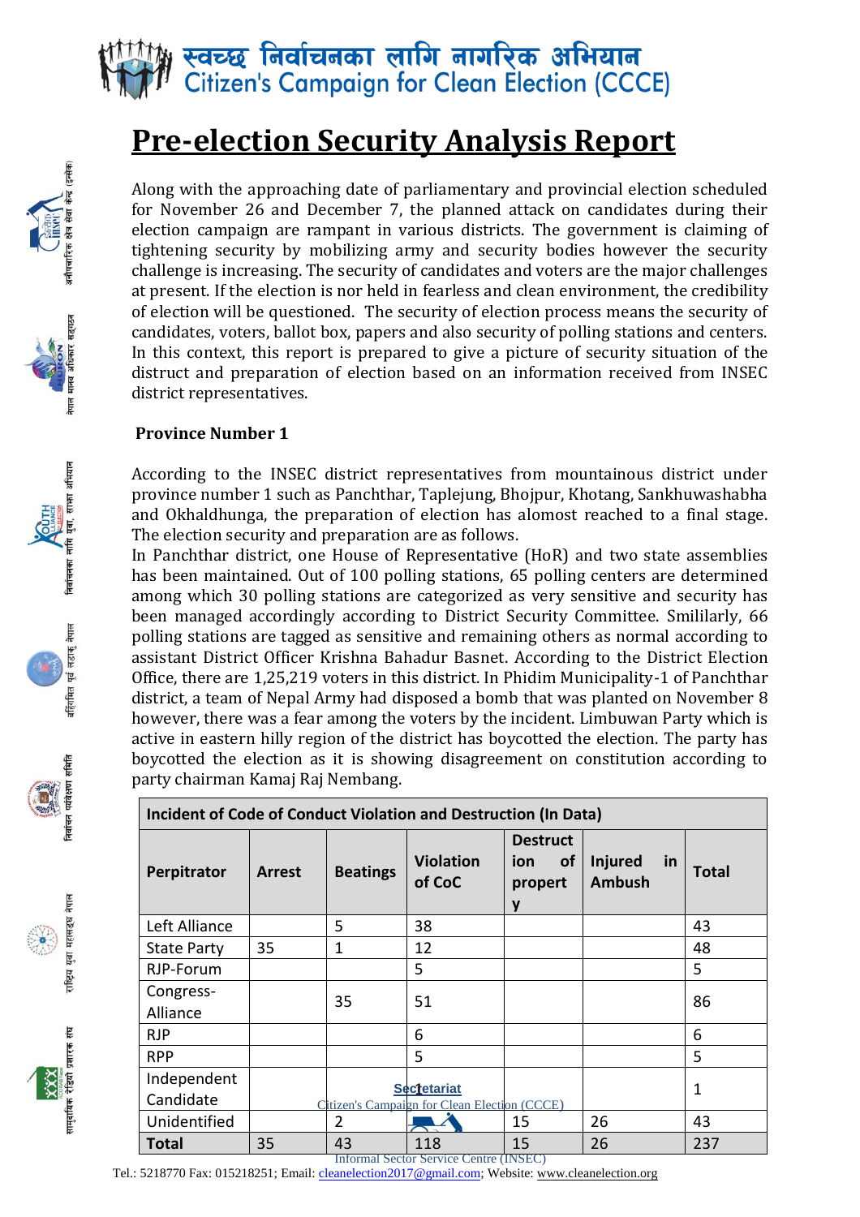# स्वच्छ निर्वाचनका लागि नागरिक अभियान
# Citizen's Campaign for Clean Election (CCCE)

# Pre-election Security Analysis Report

Along with the approaching date of parliamentary and provincial election scheduled for November 26 and December 7, the planned attack on candidates during their election campaign are rampant in various districts. The government is claiming of tightening security by mobilizing army and security bodies however the security challenge is increasing. The security of candidates and voters are the major challenges at present. If the election is nor held in fearless and clean environment, the credibility of election will be questioned. The security of election process means the security of candidates, voters, ballot box, papers and also security of polling stations and centers. In this context, this report is prepared to give a picture of security situation of the distruct and preparation of election based on an information received from INSEC district representatives.

**Province Number 1**

According to the INSEC district representatives from mountainous district under province number 1 such as Panchthar, Taplejung, Bhojpur, Khotang, Sankhuwashabha and Okhaldhunga, the preparation of election has alomost reached to a final stage. The election security and preparation are as follows.

In Panchthar district, one House of Representative (HoR) and two state assemblies has been maintained. Out of 100 polling stations, 65 polling centers are determined among which 30 polling stations are categorized as very sensitive and security has been managed accordingly according to District Security Committee. Smililarly, 66 polling stations are tagged as sensitive and remaining others as normal according to assistant District Officer Krishna Bahadur Basnet. According to the District Election Office, there are 1,25,219 voters in this district. In Phidim Municipality-1 of Panchthar district, a team of Nepal Army had disposed a bomb that was planted on November 8 however, there was a fear among the voters by the incident. Limbuwan Party which is active in eastern hilly region of the district has boycotted the election. The party has boycotted the election as it is showing disagreement on constitution according to party chairman Kamaj Raj Nembang.

| Incident of Code of Conduct Violation and Destruction (In Data) | | | | | | |
|---|---|---|---|---|---|---|
| Perpitrator | Arrest | Beatings | Violation of CoC | Destruction of property | Injured in Ambush | Total |
| Left Alliance | | 5 | 38 | | | 43 |
| State Party | 35 | 1 | 12 | | | 48 |
| RJP-Forum | | | 5 | | | 5 |
| Congress-Alliance | | 35 | 51 | | | 86 |
| RJP | | | 6 | | | 6 |
| RPP | | | 5 | | | 5 |
| Independent Candidate | | | 1 | | | 1 |
| Unidentified | | 2 | | 15 | 26 | 43 |
| Total | 35 | 43 | 118 | 15 | 26 | 237 |

Secretariat
Citizen's Campaign for Clean Election (CCCE)
Informal Sector Service Centre (INSEC)
Tel.: 5218770 Fax: 015218251; Email: cleanelection2017@gmail.com; Website: www.cleanelection.org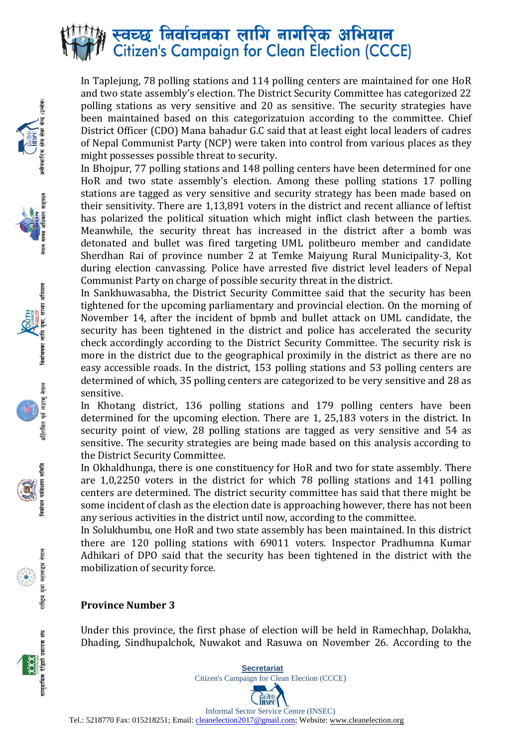In Taplejung, 78 polling stations and 114 polling centers are maintained for one HoR and two state assembly's election. The District Security Committee has categorized 22 polling stations as very sensitive and 20 as sensitive. The security strategies have been maintained based on this categorizatuion according to the committee. Chief District Officer (CDO) Mana bahadur G.C said that at least eight local leaders of cadres of Nepal Communist Party (NCP) were taken into control from various places as they might possesses possible threat to security.

In Bhojpur, 77 polling stations and 148 polling centers have been determined for one HoR and two state assembly's election. Among these polling stations 17 polling stations are tagged as very sensitive and security strategy has been made based on their sensitivity. There are 1,13,891 voters in the district and recent alliance of leftist has polarized the political situation which might inflict clash between the parties. Meanwhile, the security threat has increased in the district after a bomb was detonated and bullet was fired targeting UML politbeuro member and candidate Sherdhan Rai of province number 2 at Temke Maiyung Rural Municipality-3, Kot during election canvassing. Police have arrested five district level leaders of Nepal Communist Party on charge of possible security threat in the district.

In Sankhuwasabha, the District Security Committee said that the security has been tightened for the upcoming parliamentary and provincial election. On the morning of November 14, after the incident of bpmb and bullet attack on UML candidate, the security has been tightened in the district and police has accelerated the security check accordingly according to the District Security Committee. The security risk is more in the district due to the geographical proximily in the district as there are no easy accessible roads. In the district, 153 polling stations and 53 polling centers are determined of which, 35 polling centers are categorized to be very sensitive and 28 as sensitive.

In Khotang district, 136 polling stations and 179 polling centers have been determined for the upcoming election. There are 1, 25,183 voters in the district. In security point of view, 28 polling stations are tagged as very sensitive and 54 as sensitive. The security strategies are being made based on this analysis according to the District Security Committee.

In Okhaldhunga, there is one constituency for HoR and two for state assembly. There are 1,0,2250 voters in the district for which 78 polling stations and 141 polling centers are determined. The district security committee has said that there might be some incident of clash as the election date is approaching however, there has not been any serious activities in the district until now, according to the committee.

In Solukhumbu, one HoR and two state assembly has been maintained. In this district there are 120 polling stations with 69011 voters. Inspector Pradhumna Kumar Adhikari of DPO said that the security has been tightened in the district with the mobilization of security force.

**Province Number 3**

Under this province, the first phase of election will be held in Ramechhap, Dolakha, Dhading, Sindhupalchok, Nuwakot and Rasuwa on November 26. According to the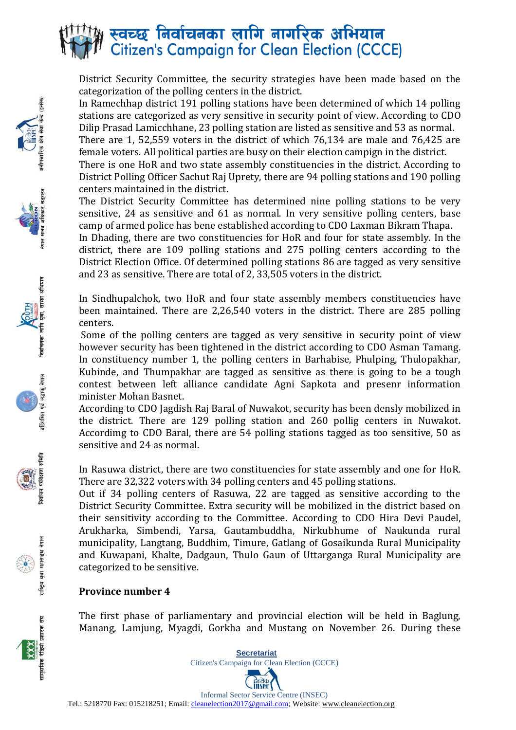District Security Committee, the security strategies have been made based on the categorization of the polling centers in the district.

In Ramechhap district 191 polling stations have been determined of which 14 polling stations are categorized as very sensitive in security point of view. According to CDO Dilip Prasad Lamicchhane, 23 polling station are listed as sensitive and 53 as normal. There are 1, 52,559 voters in the district of which 76,134 are male and 76,425 are female voters. All political parties are busy on their election campign in the district.

There is one HoR and two state assembly constituencies in the district. According to District Polling Officer Sachut Raj Uprety, there are 94 polling stations and 190 polling centers maintained in the district.

The District Security Committee has determined nine polling stations to be very sensitive, 24 as sensitive and 61 as normal. In very sensitive polling centers, base camp of armed police has bene established according to CDO Laxman Bikram Thapa.

In Dhading, there are two constituencies for HoR and four for state assembly. In the district, there are 109 polling stations and 275 polling centers according to the District Election Office. Of determined polling stations 86 are tagged as very sensitive and 23 as sensitive. There are total of 2, 33,505 voters in the district.

In Sindhupalchok, two HoR and four state assembly members constituencies have been maintained. There are 2,26,540 voters in the district. There are 285 polling centers.

Some of the polling centers are tagged as very sensitive in security point of view however security has been tightened in the district according to CDO Asman Tamang. In constituency number 1, the polling centers in Barhabise, Phulping, Thulopakhar, Kubinde, and Thumpakhar are tagged as sensitive as there is going to be a tough contest between left alliance candidate Agni Sapkota and presenr information minister Mohan Basnet.

According to CDO Jagdish Raj Baral of Nuwakot, security has been densly mobilized in the district. There are 129 polling station and 260 pollig centers in Nuwakot. Accordimg to CDO Baral, there are 54 polling stations tagged as too sensitive, 50 as sensitive and 24 as normal.

In Rasuwa district, there are two constituencies for state assembly and one for HoR. There are 32,322 voters with 34 polling centers and 45 polling stations.

Out if 34 polling centers of Rasuwa, 22 are tagged as sensitive according to the District Security Committee. Extra security will be mobilized in the district based on their sensitivity according to the Committee. According to CDO Hira Devi Paudel, Arukharka, Simbendi, Yarsa, Gautambuddha, Nirkubhume of Naukunda rural municipality, Langtang, Buddhim, Timure, Gatlang of Gosaikunda Rural Municipality and Kuwapani, Khalte, Dadgaun, Thulo Gaun of Uttarganga Rural Municipality are categorized to be sensitive.

**Province number 4**

The first phase of parliamentary and provincial election will be held in Baglung, Manang, Lamjung, Myagdi, Gorkha and Mustang on November 26. During these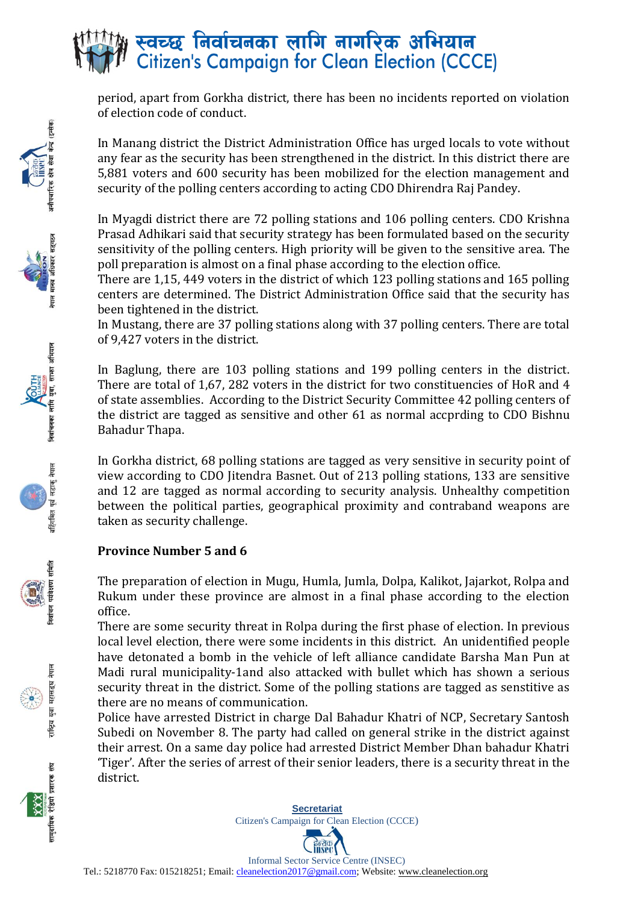period, apart from Gorkha district, there has been no incidents reported on violation of election code of conduct.

In Manang district the District Administration Office has urged locals to vote without any fear as the security has been strengthened in the district. In this district there are 5,881 voters and 600 security has been mobilized for the election management and security of the polling centers according to acting CDO Dhirendra Raj Pandey.

In Myagdi district there are 72 polling stations and 106 polling centers. CDO Krishna Prasad Adhikari said that security strategy has been formulated based on the security sensitivity of the polling centers. High priority will be given to the sensitive area. The poll preparation is almost on a final phase according to the election office.

There are 1,15, 449 voters in the district of which 123 polling stations and 165 polling centers are determined. The District Administration Office said that the security has been tightened in the district.

In Mustang, there are 37 polling stations along with 37 polling centers. There are total of 9,427 voters in the district.

In Baglung, there are 103 polling stations and 199 polling centers in the district. There are total of 1,67, 282 voters in the district for two constituencies of HoR and 4 of state assemblies. According to the District Security Committee 42 polling centers of the district are tagged as sensitive and other 61 as normal accprding to CDO Bishnu Bahadur Thapa.

In Gorkha district, 68 polling stations are tagged as very sensitive in security point of view according to CDO Jitendra Basnet. Out of 213 polling stations, 133 are sensitive and 12 are tagged as normal according to security analysis. Unhealthy competition between the political parties, geographical proximity and contraband weapons are taken as security challenge.

**Province Number 5 and 6**

The preparation of election in Mugu, Humla, Jumla, Dolpa, Kalikot, Jajarkot, Rolpa and Rukum under these province are almost in a final phase according to the election office.

There are some security threat in Rolpa during the first phase of election. In previous local level election, there were some incidents in this district. An unidentified people have detonated a bomb in the vehicle of left alliance candidate Barsha Man Pun at Madi rural municipality-1and also attacked with bullet which has shown a serious security threat in the district. Some of the polling stations are tagged as senstitive as there are no means of communication.

Police have arrested District in charge Dal Bahadur Khatri of NCP, Secretary Santosh Subedi on November 8. The party had called on general strike in the district against their arrest. On a same day police had arrested District Member Dhan bahadur Khatri 'Tiger'. After the series of arrest of their senior leaders, there is a security threat in the district.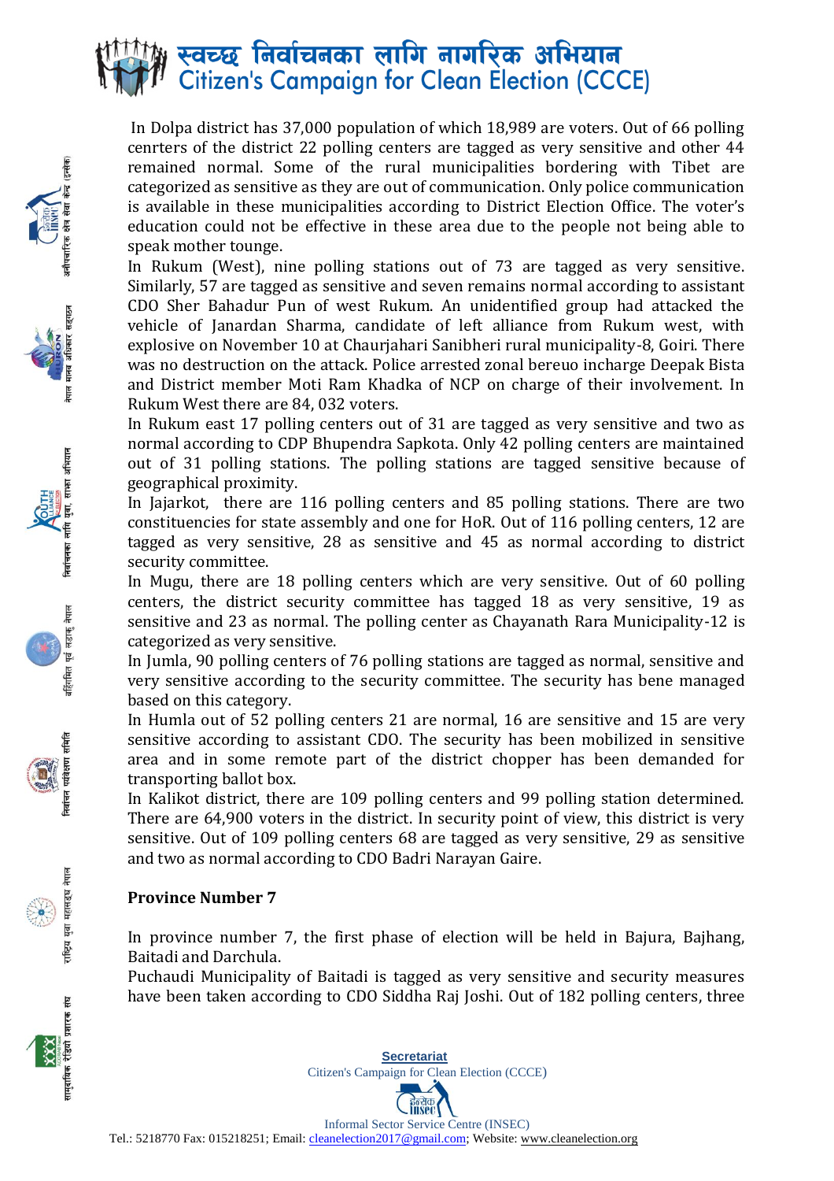In Dolpa district has 37,000 population of which 18,989 are voters. Out of 66 polling cenrters of the district 22 polling centers are tagged as very sensitive and other 44 remained normal. Some of the rural municipalities bordering with Tibet are categorized as sensitive as they are out of communication. Only police communication is available in these municipalities according to District Election Office. The voter's education could not be effective in these area due to the people not being able to speak mother tounge.

In Rukum (West), nine polling stations out of 73 are tagged as very sensitive. Similarly, 57 are tagged as sensitive and seven remains normal according to assistant CDO Sher Bahadur Pun of west Rukum. An unidentified group had attacked the vehicle of Janardan Sharma, candidate of left alliance from Rukum west, with explosive on November 10 at Chaurjahari Sanibheri rural municipality-8, Goiri. There was no destruction on the attack. Police arrested zonal bereuo incharge Deepak Bista and District member Moti Ram Khadka of NCP on charge of their involvement. In Rukum West there are 84, 032 voters.

In Rukum east 17 polling centers out of 31 are tagged as very sensitive and two as normal according to CDP Bhupendra Sapkota. Only 42 polling centers are maintained out of 31 polling stations. The polling stations are tagged sensitive because of geographical proximity.

In Jajarkot, there are 116 polling centers and 85 polling stations. There are two constituencies for state assembly and one for HoR. Out of 116 polling centers, 12 are tagged as very sensitive, 28 as sensitive and 45 as normal according to district security committee.

In Mugu, there are 18 polling centers which are very sensitive. Out of 60 polling centers, the district security committee has tagged 18 as very sensitive, 19 as sensitive and 23 as normal. The polling center as Chayanath Rara Municipality-12 is categorized as very sensitive.

In Jumla, 90 polling centers of 76 polling stations are tagged as normal, sensitive and very sensitive according to the security committee. The security has bene managed based on this category.

In Humla out of 52 polling centers 21 are normal, 16 are sensitive and 15 are very sensitive according to assistant CDO. The security has been mobilized in sensitive area and in some remote part of the district chopper has been demanded for transporting ballot box.

In Kalikot district, there are 109 polling centers and 99 polling station determined. There are 64,900 voters in the district. In security point of view, this district is very sensitive. Out of 109 polling centers 68 are tagged as very sensitive, 29 as sensitive and two as normal according to CDO Badri Narayan Gaire.

**Province Number 7**

In province number 7, the first phase of election will be held in Bajura, Bajhang, Baitadi and Darchula.

Puchaudi Municipality of Baitadi is tagged as very sensitive and security measures have been taken according to CDO Siddha Raj Joshi. Out of 182 polling centers, three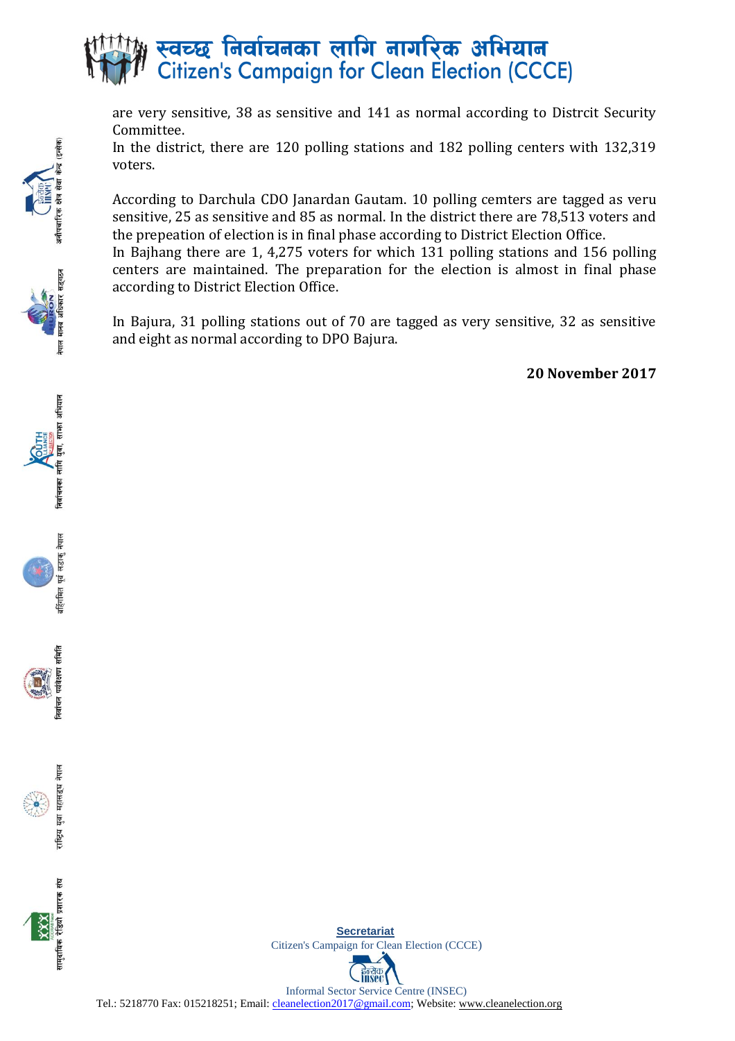are very sensitive, 38 as sensitive and 141 as normal according to Distrcit Security Committee.

In the district, there are 120 polling stations and 182 polling centers with 132,319 voters.

According to Darchula CDO Janardan Gautam. 10 polling cemters are tagged as veru sensitive, 25 as sensitive and 85 as normal. In the district there are 78,513 voters and the prepeation of election is in final phase according to District Election Office.

In Bajhang there are 1, 4,275 voters for which 131 polling stations and 156 polling centers are maintained. The preparation for the election is almost in final phase according to District Election Office.

In Bajura, 31 polling stations out of 70 are tagged as very sensitive, 32 as sensitive and eight as normal according to DPO Bajura.

**20 November 2017**